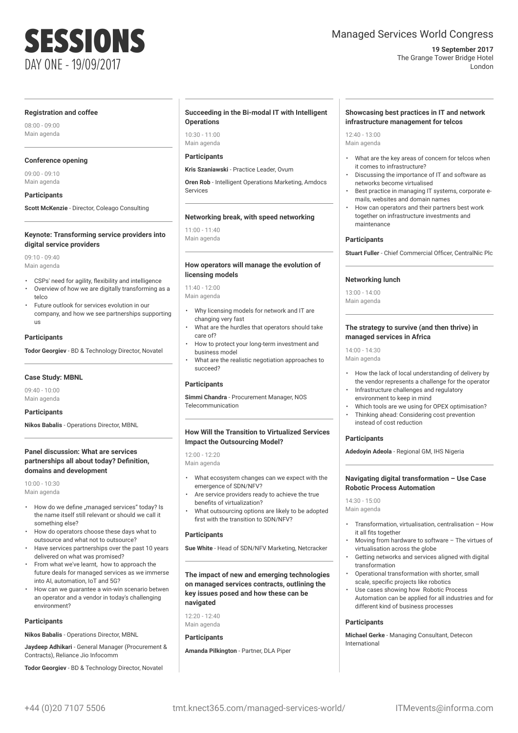# SESSIONS

DAY ONE - 19/09/2017

Managed Services World Congress

**19 September 2017**
The Grange Tower Bridge Hotel
London

---

### Registration and coffee

08:00 - 09:00
Main agenda

---

### Conference opening

09:00 - 09:10
Main agenda

**Participants**

**Scott McKenzie** - Director, Coleago Consulting

---

### Keynote: Transforming service providers into digital service providers

09:10 - 09:40
Main agenda

- CSPs' need for agility, flexibility and intelligence
- Overview of how we are digitally transforming as a telco
- Future outlook for services evolution in our company, and how we see partnerships supporting us

**Participants**

**Todor Georgiev** - BD & Technology Director, Novatel

---

### Case Study: MBNL

09:40 - 10:00
Main agenda

**Participants**

**Nikos Babalis** - Operations Director, MBNL

---

### Panel discussion: What are services partnerships all about today? Definition, domains and development

10:00 - 10:30
Main agenda

- How do we define „managed services" today? Is the name itself still relevant or should we call it something else?
- How do operators choose these days what to outsource and what not to outsource?
- Have services partnerships over the past 10 years delivered on what was promised?
- From what we've learnt, how to approach the future deals for managed services as we immerse into AI, automation, IoT and 5G?
- How can we guarantee a win-win scenario betwen an operator and a vendor in today's challenging environment?

**Participants**

**Nikos Babalis** - Operations Director, MBNL

**Jaydeep Adhikari** - General Manager (Procurement & Contracts), Reliance Jio Infocomm

**Todor Georgiev** - BD & Technology Director, Novatel

---

### Succeeding in the Bi-modal IT with Intelligent Operations

10:30 - 11:00
Main agenda

**Participants**

**Kris Szaniawski** - Practice Leader, Ovum

**Oren Rob** - Intelligent Operations Marketing, Amdocs Services

---

### Networking break, with speed networking

11:00 - 11:40
Main agenda

---

### How operators will manage the evolution of licensing models

11:40 - 12:00
Main agenda

- Why licensing models for network and IT are changing very fast
- What are the hurdles that operators should take care of?
- How to protect your long-term investment and business model
- What are the realistic negotiation approaches to succeed?

**Participants**

**Simmi Chandra** - Procurement Manager, NOS Telecommunication

---

### How Will the Transition to Virtualized Services Impact the Outsourcing Model?

12:00 - 12:20
Main agenda

- What ecosystem changes can we expect with the emergence of SDN/NFV?
- Are service providers ready to achieve the true benefits of virtualization?
- What outsourcing options are likely to be adopted first with the transition to SDN/NFV?

**Participants**

**Sue White** - Head of SDN/NFV Marketing, Netcracker

---

### The impact of new and emerging technologies on managed services contracts, outlining the key issues posed and how these can be navigated

12:20 - 12:40
Main agenda

**Participants**

**Amanda Pilkington** - Partner, DLA Piper

---

### Showcasing best practices in IT and network infrastructure management for telcos

12:40 - 13:00
Main agenda

- What are the key areas of concern for telcos when it comes to infrastructure?
- Discussing the importance of IT and software as networks become virtualised
- Best practice in managing IT systems, corporate e-mails, websites and domain names
- How can operators and their partners best work together on infrastructure investments and maintenance

**Participants**

**Stuart Fuller** - Chief Commercial Officer, CentralNic Plc

---

### Networking lunch

13:00 - 14:00
Main agenda

---

### The strategy to survive (and then thrive) in managed services in Africa

14:00 - 14:30
Main agenda

- How the lack of local understanding of delivery by the vendor represents a challenge for the operator
- Infrastructure challenges and regulatory environment to keep in mind
- Which tools are we using for OPEX optimisation?
- Thinking ahead: Considering cost prevention instead of cost reduction

**Participants**

**Adedoyin Adeola** - Regional GM, IHS Nigeria

---

### Navigating digital transformation – Use Case Robotic Process Automation

14:30 - 15:00
Main agenda

- Transformation, virtualisation, centralisation – How it all fits together
- Moving from hardware to software – The virtues of virtualisation across the globe
- Getting networks and services aligned with digital transformation
- Operational transformation with shorter, small scale, specific projects like robotics
- Use cases showing how Robotic Process Automation can be applied for all industries and for different kind of business processes

**Participants**

**Michael Gerke** - Managing Consultant, Detecon International

---

+44 (0)20 7107 5506 tmt.knect365.com/managed-services-world/ ITMevents@informa.com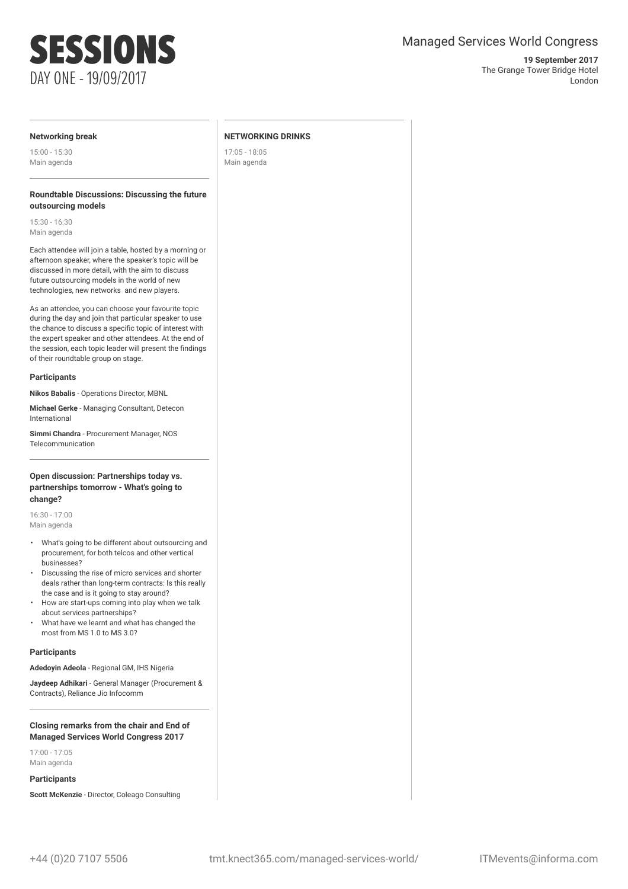# SESSIONS

DAY ONE - 19/09/2017

Managed Services World Congress

**19 September 2017**
The Grange Tower Bridge Hotel
London

---

**Networking break**

15:00 - 15:30
Main agenda

---

**Roundtable Discussions: Discussing the future outsourcing models**

15:30 - 16:30
Main agenda

Each attendee will join a table, hosted by a morning or afternoon speaker, where the speaker's topic will be discussed in more detail, with the aim to discuss future outsourcing models in the world of new technologies, new networks and new players.

As an attendee, you can choose your favourite topic during the day and join that particular speaker to use the chance to discuss a specific topic of interest with the expert speaker and other attendees. At the end of the session, each topic leader will present the findings of their roundtable group on stage.

**Participants**

**Nikos Babalis** - Operations Director, MBNL

**Michael Gerke** - Managing Consultant, Detecon International

**Simmi Chandra** - Procurement Manager, NOS Telecommunication

---

**Open discussion: Partnerships today vs. partnerships tomorrow - What's going to change?**

16:30 - 17:00
Main agenda

- What's going to be different about outsourcing and procurement, for both telcos and other vertical businesses?
- Discussing the rise of micro services and shorter deals rather than long-term contracts: Is this really the case and is it going to stay around?
- How are start-ups coming into play when we talk about services partnerships?
- What have we learnt and what has changed the most from MS 1.0 to MS 3.0?

**Participants**

**Adedoyin Adeola** - Regional GM, IHS Nigeria

**Jaydeep Adhikari** - General Manager (Procurement & Contracts), Reliance Jio Infocomm

---

**Closing remarks from the chair and End of Managed Services World Congress 2017**

17:00 - 17:05
Main agenda

**Participants**

**Scott McKenzie** - Director, Coleago Consulting

---

**NETWORKING DRINKS**

17:05 - 18:05
Main agenda

+44 (0)20 7107 5506 | tmt.knect365.com/managed-services-world/ | ITMevents@informa.com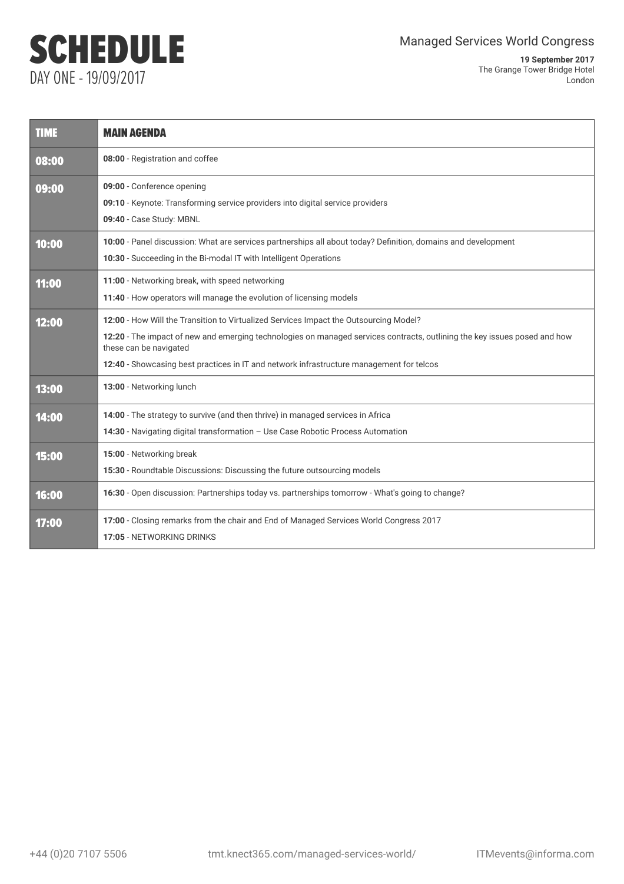# SCHEDULE

DAY ONE - 19/09/2017

Managed Services World Congress

**19 September 2017**
The Grange Tower Bridge Hotel
London

| TIME | MAIN AGENDA |
| --- | --- |
| 08:00 | **08:00** - Registration and coffee |
| 09:00 | **09:00** - Conference opening<br>**09:10** - Keynote: Transforming service providers into digital service providers<br>**09:40** - Case Study: MBNL |
| 10:00 | **10:00** - Panel discussion: What are services partnerships all about today? Definition, domains and development<br>**10:30** - Succeeding in the Bi-modal IT with Intelligent Operations |
| 11:00 | **11:00** - Networking break, with speed networking<br>**11:40** - How operators will manage the evolution of licensing models |
| 12:00 | **12:00** - How Will the Transition to Virtualized Services Impact the Outsourcing Model?<br>**12:20** - The impact of new and emerging technologies on managed services contracts, outlining the key issues posed and how these can be navigated<br>**12:40** - Showcasing best practices in IT and network infrastructure management for telcos |
| 13:00 | **13:00** - Networking lunch |
| 14:00 | **14:00** - The strategy to survive (and then thrive) in managed services in Africa<br>**14:30** - Navigating digital transformation – Use Case Robotic Process Automation |
| 15:00 | **15:00** - Networking break<br>**15:30** - Roundtable Discussions: Discussing the future outsourcing models |
| 16:00 | **16:30** - Open discussion: Partnerships today vs. partnerships tomorrow - What's going to change? |
| 17:00 | **17:00** - Closing remarks from the chair and End of Managed Services World Congress 2017<br>**17:05** - NETWORKING DRINKS |

+44 (0)20 7107 5506 tmt.knect365.com/managed-services-world/ ITMevents@informa.com